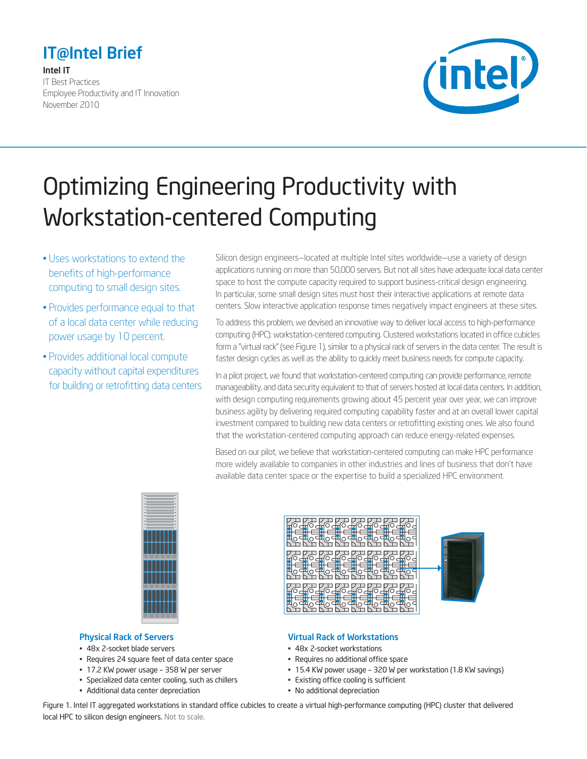IT@Intel Brief

**Intel IT**
IT Best Practices
Employee Productivity and IT Innovation
November 2010

# Optimizing Engineering Productivity with Workstation-centered Computing

- Uses workstations to extend the benefits of high-performance computing to small design sites.
- Provides performance equal to that of a local data center while reducing power usage by 10 percent.
- Provides additional local compute capacity without capital expenditures for building or retrofitting data centers

Silicon design engineers—located at multiple Intel sites worldwide—use a variety of design applications running on more than 50,000 servers. But not all sites have adequate local data center space to host the compute capacity required to support business-critical design engineering. In particular, some small design sites must host their interactive applications at remote data centers. Slow interactive application response times negatively impact engineers at these sites.

To address this problem, we devised an innovative way to deliver local access to high-performance computing (HPC): workstation-centered computing. Clustered workstations located in office cubicles form a "virtual rack" (see Figure 1), similar to a physical rack of servers in the data center. The result is faster design cycles as well as the ability to quickly meet business needs for compute capacity.

In a pilot project, we found that workstation-centered computing can provide performance, remote manageability, and data security equivalent to that of servers hosted at local data centers. In addition, with design computing requirements growing about 45 percent year over year, we can improve business agility by delivering required computing capability faster and at an overall lower capital investment compared to building new data centers or retrofitting existing ones. We also found that the workstation-centered computing approach can reduce energy-related expenses.

Based on our pilot, we believe that workstation-centered computing can make HPC performance more widely available to companies in other industries and lines of business that don't have available data center space or the expertise to build a specialized HPC environment.

**Physical Rack of Servers**

- 48x 2-socket blade servers
- Requires 24 square feet of data center space
- 17.2 KW power usage – 358 W per server
- Specialized data center cooling, such as chillers
- Additional data center depreciation

**Virtual Rack of Workstations**

- 48x 2-socket workstations
- Requires no additional office space
- 15.4 KW power usage – 320 W per workstation (1.8 KW savings)
- Existing office cooling is sufficient
- No additional depreciation

Figure 1. Intel IT aggregated workstations in standard office cubicles to create a virtual high-performance computing (HPC) cluster that delivered local HPC to silicon design engineers. Not to scale.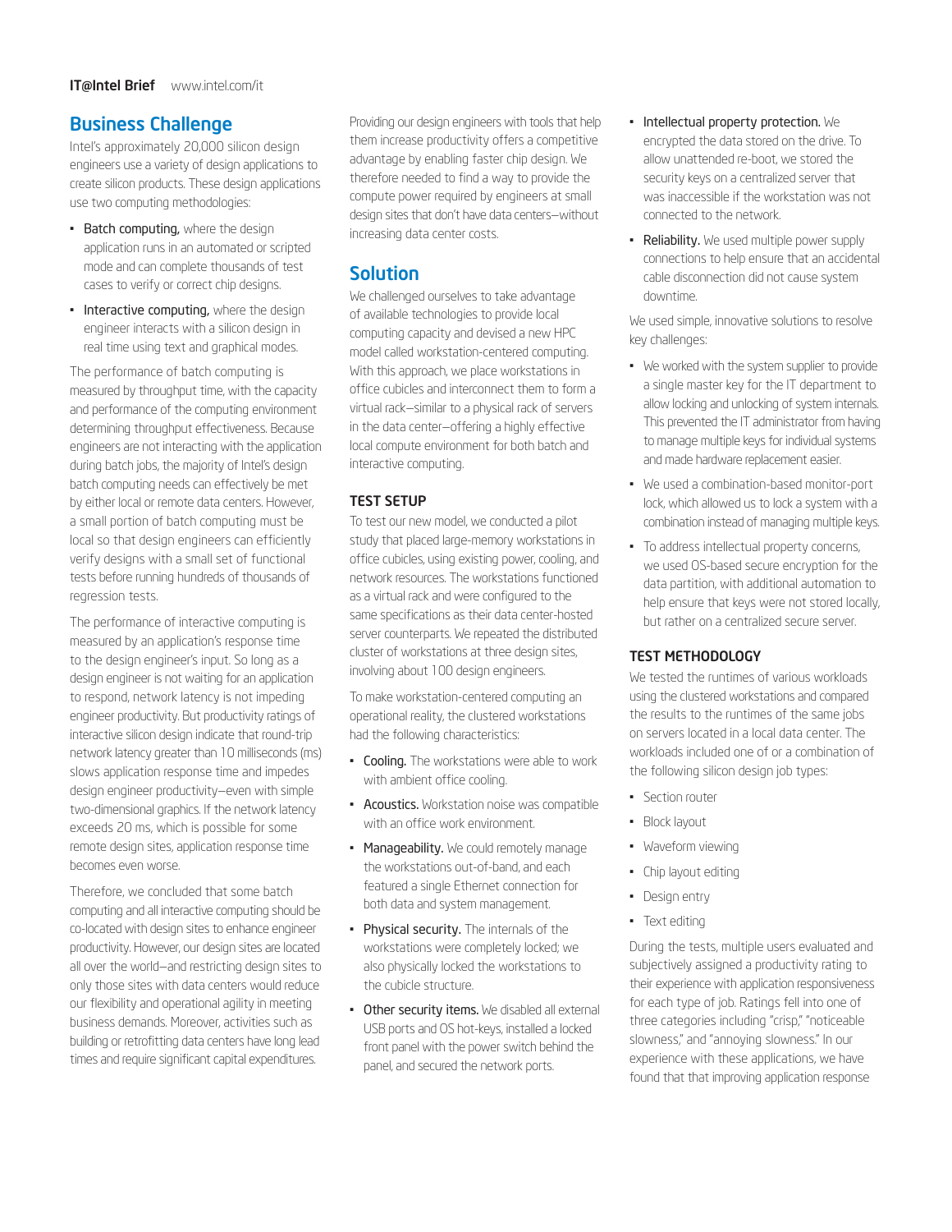## Business Challenge

Intel's approximately 20,000 silicon design engineers use a variety of design applications to create silicon products. These design applications use two computing methodologies:

- **Batch computing,** where the design application runs in an automated or scripted mode and can complete thousands of test cases to verify or correct chip designs.
- **Interactive computing,** where the design engineer interacts with a silicon design in real time using text and graphical modes.

The performance of batch computing is measured by throughput time, with the capacity and performance of the computing environment determining throughput effectiveness. Because engineers are not interacting with the application during batch jobs, the majority of Intel's design batch computing needs can effectively be met by either local or remote data centers. However, a small portion of batch computing must be local so that design engineers can efficiently verify designs with a small set of functional tests before running hundreds of thousands of regression tests.

The performance of interactive computing is measured by an application's response time to the design engineer's input. So long as a design engineer is not waiting for an application to respond, network latency is not impeding engineer productivity. But productivity ratings of interactive silicon design indicate that round-trip network latency greater than 10 milliseconds (ms) slows application response time and impedes design engineer productivity—even with simple two-dimensional graphics. If the network latency exceeds 20 ms, which is possible for some remote design sites, application response time becomes even worse.

Therefore, we concluded that some batch computing and all interactive computing should be co-located with design sites to enhance engineer productivity. However, our design sites are located all over the world—and restricting design sites to only those sites with data centers would reduce our flexibility and operational agility in meeting business demands. Moreover, activities such as building or retrofitting data centers have long lead times and require significant capital expenditures.

Providing our design engineers with tools that help them increase productivity offers a competitive advantage by enabling faster chip design. We therefore needed to find a way to provide the compute power required by engineers at small design sites that don't have data centers—without increasing data center costs.

## Solution

We challenged ourselves to take advantage of available technologies to provide local computing capacity and devised a new HPC model called workstation-centered computing. With this approach, we place workstations in office cubicles and interconnect them to form a virtual rack—similar to a physical rack of servers in the data center—offering a highly effective local compute environment for both batch and interactive computing.

### TEST SETUP

To test our new model, we conducted a pilot study that placed large-memory workstations in office cubicles, using existing power, cooling, and network resources. The workstations functioned as a virtual rack and were configured to the same specifications as their data center-hosted server counterparts. We repeated the distributed cluster of workstations at three design sites, involving about 100 design engineers.

To make workstation-centered computing an operational reality, the clustered workstations had the following characteristics:

- **Cooling.** The workstations were able to work with ambient office cooling.
- **Acoustics.** Workstation noise was compatible with an office work environment.
- **Manageability.** We could remotely manage the workstations out-of-band, and each featured a single Ethernet connection for both data and system management.
- **Physical security.** The internals of the workstations were completely locked; we also physically locked the workstations to the cubicle structure.
- **Other security items.** We disabled all external USB ports and OS hot-keys, installed a locked front panel with the power switch behind the panel, and secured the network ports.
- **Intellectual property protection.** We encrypted the data stored on the drive. To allow unattended re-boot, we stored the security keys on a centralized server that was inaccessible if the workstation was not connected to the network.
- **Reliability.** We used multiple power supply connections to help ensure that an accidental cable disconnection did not cause system downtime.

We used simple, innovative solutions to resolve key challenges:

- We worked with the system supplier to provide a single master key for the IT department to allow locking and unlocking of system internals. This prevented the IT administrator from having to manage multiple keys for individual systems and made hardware replacement easier.
- We used a combination-based monitor-port lock, which allowed us to lock a system with a combination instead of managing multiple keys.
- To address intellectual property concerns, we used OS-based secure encryption for the data partition, with additional automation to help ensure that keys were not stored locally, but rather on a centralized secure server.

### TEST METHODOLOGY

We tested the runtimes of various workloads using the clustered workstations and compared the results to the runtimes of the same jobs on servers located in a local data center. The workloads included one of or a combination of the following silicon design job types:

- Section router
- Block layout
- Waveform viewing
- Chip layout editing
- Design entry
- Text editing

During the tests, multiple users evaluated and subjectively assigned a productivity rating to their experience with application responsiveness for each type of job. Ratings fell into one of three categories including "crisp," "noticeable slowness," and "annoying slowness." In our experience with these applications, we have found that that improving application response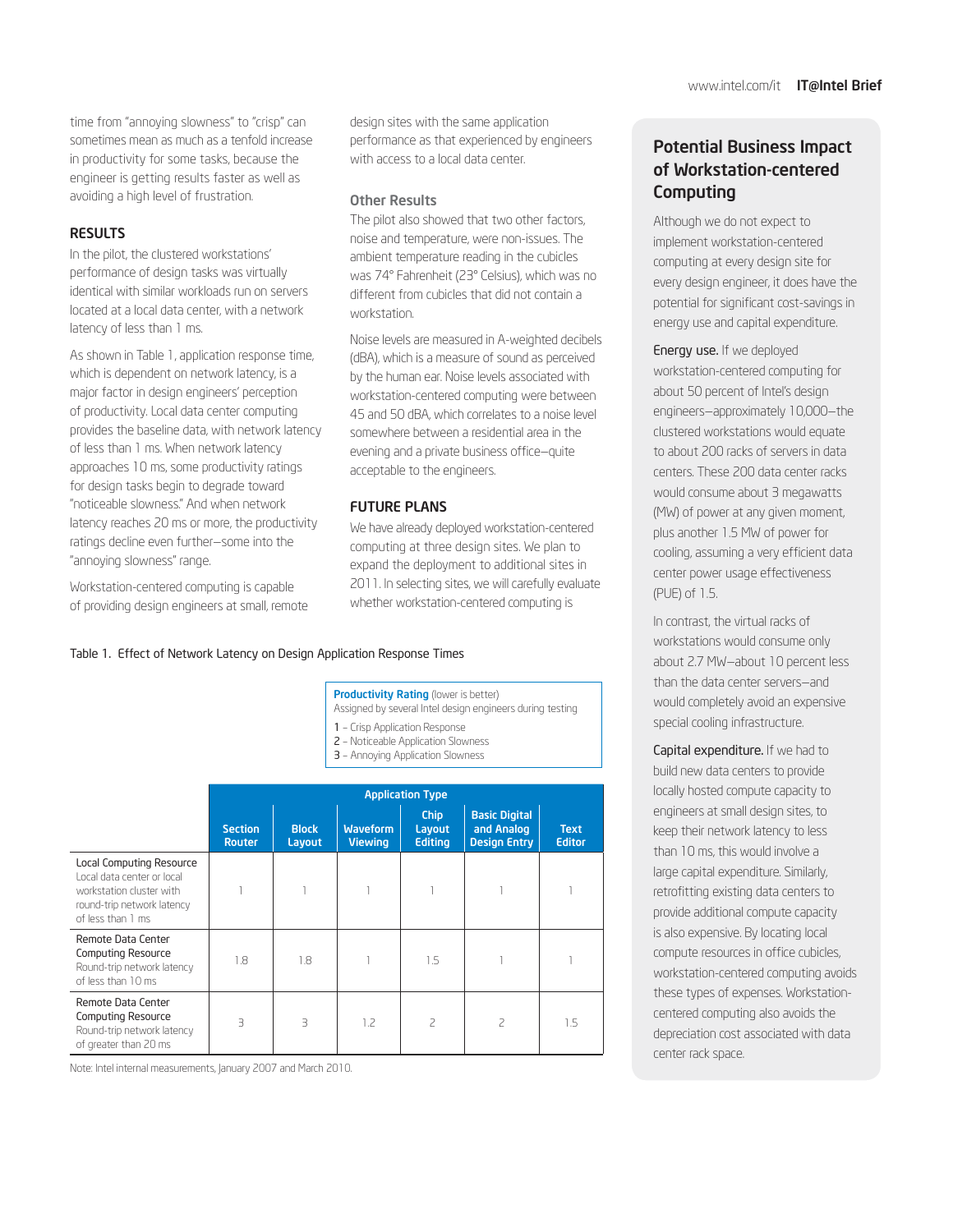time from "annoying slowness" to "crisp" can sometimes mean as much as a tenfold increase in productivity for some tasks, because the engineer is getting results faster as well as avoiding a high level of frustration.

## RESULTS

In the pilot, the clustered workstations' performance of design tasks was virtually identical with similar workloads run on servers located at a local data center, with a network latency of less than 1 ms.

As shown in Table 1, application response time, which is dependent on network latency, is a major factor in design engineers' perception of productivity. Local data center computing provides the baseline data, with network latency of less than 1 ms. When network latency approaches 10 ms, some productivity ratings for design tasks begin to degrade toward "noticeable slowness." And when network latency reaches 20 ms or more, the productivity ratings decline even further—some into the "annoying slowness" range.

Workstation-centered computing is capable of providing design engineers at small, remote design sites with the same application performance as that experienced by engineers with access to a local data center.

### Other Results

The pilot also showed that two other factors, noise and temperature, were non-issues. The ambient temperature reading in the cubicles was 74° Fahrenheit (23° Celsius), which was no different from cubicles that did not contain a workstation.

Noise levels are measured in A-weighted decibels (dBA), which is a measure of sound as perceived by the human ear. Noise levels associated with workstation-centered computing were between 45 and 50 dBA, which correlates to a noise level somewhere between a residential area in the evening and a private business office—quite acceptable to the engineers.

## FUTURE PLANS

We have already deployed workstation-centered computing at three design sites. We plan to expand the deployment to additional sites in 2011. In selecting sites, we will carefully evaluate whether workstation-centered computing is

Table 1. Effect of Network Latency on Design Application Response Times

**Productivity Rating** (lower is better)
Assigned by several Intel design engineers during testing

1 – Crisp Application Response
2 – Noticeable Application Slowness
3 – Annoying Application Slowness

| | Application Type | | | | | |
|---|---|---|---|---|---|---|
| | **Section Router** | **Block Layout** | **Waveform Viewing** | **Chip Layout Editing** | **Basic Digital and Analog Design Entry** | **Text Editor** |
| Local Computing Resource<br>Local data center or local workstation cluster with round-trip network latency of less than 1 ms | 1 | 1 | 1 | 1 | 1 | 1 |
| Remote Data Center Computing Resource<br>Round-trip network latency of less than 10 ms | 1.8 | 1.8 | 1 | 1.5 | 1 | 1 |
| Remote Data Center Computing Resource<br>Round-trip network latency of greater than 20 ms | 3 | 3 | 1.2 | 2 | 2 | 1.5 |

Note: Intel internal measurements, January 2007 and March 2010.

## Potential Business Impact of Workstation-centered Computing

Although we do not expect to implement workstation-centered computing at every design site for every design engineer, it does have the potential for significant cost-savings in energy use and capital expenditure.

**Energy use.** If we deployed workstation-centered computing for about 50 percent of Intel's design engineers—approximately 10,000—the clustered workstations would equate to about 200 racks of servers in data centers. These 200 data center racks would consume about 3 megawatts (MW) of power at any given moment, plus another 1.5 MW of power for cooling, assuming a very efficient data center power usage effectiveness (PUE) of 1.5.

In contrast, the virtual racks of workstations would consume only about 2.7 MW—about 10 percent less than the data center servers—and would completely avoid an expensive special cooling infrastructure.

**Capital expenditure.** If we had to build new data centers to provide locally hosted compute capacity to engineers at small design sites, to keep their network latency to less than 10 ms, this would involve a large capital expenditure. Similarly, retrofitting existing data centers to provide additional compute capacity is also expensive. By locating local compute resources in office cubicles, workstation-centered computing avoids these types of expenses. Workstation-centered computing also avoids the depreciation cost associated with data center rack space.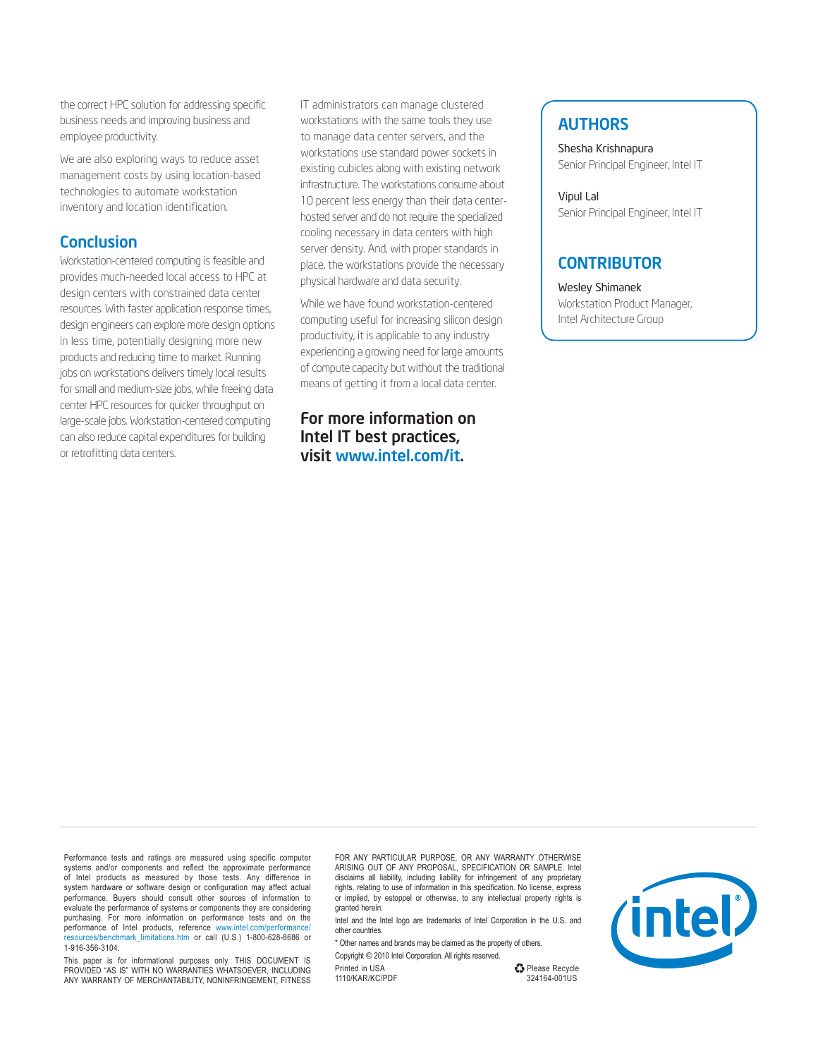the correct HPC solution for addressing specific business needs and improving business and employee productivity.

We are also exploring ways to reduce asset management costs by using location-based technologies to automate workstation inventory and location identification.

## Conclusion

Workstation-centered computing is feasible and provides much-needed local access to HPC at design centers with constrained data center resources. With faster application response times, design engineers can explore more design options in less time, potentially designing more new products and reducing time to market. Running jobs on workstations delivers timely local results for small and medium-size jobs, while freeing data center HPC resources for quicker throughput on large-scale jobs. Workstation-centered computing can also reduce capital expenditures for building or retrofitting data centers.

IT administrators can manage clustered workstations with the same tools they use to manage data center servers, and the workstations use standard power sockets in existing cubicles along with existing network infrastructure. The workstations consume about 10 percent less energy than their data center-hosted server and do not require the specialized cooling necessary in data centers with high server density. And, with proper standards in place, the workstations provide the necessary physical hardware and data security.

While we have found workstation-centered computing useful for increasing silicon design productivity, it is applicable to any industry experiencing a growing need for large amounts of compute capacity but without the traditional means of getting it from a local data center.

**For more information on Intel IT best practices, visit www.intel.com/it.**

## AUTHORS

Shesha Krishnapura
Senior Principal Engineer, Intel IT

Vipul Lal
Senior Principal Engineer, Intel IT

## CONTRIBUTOR

Wesley Shimanek
Workstation Product Manager, Intel Architecture Group

Performance tests and ratings are measured using specific computer systems and/or components and reflect the approximate performance of Intel products as measured by those tests. Any difference in system hardware or software design or configuration may affect actual performance. Buyers should consult other sources of information to evaluate the performance of systems or components they are considering purchasing. For more information on performance tests and on the performance of Intel products, reference www.intel.com/performance/resources/benchmark_limitations.htm or call (U.S.) 1-800-628-8686 or 1-916-356-3104.

This paper is for informational purposes only. THIS DOCUMENT IS PROVIDED "AS IS" WITH NO WARRANTIES WHATSOEVER, INCLUDING ANY WARRANTY OF MERCHANTABILITY, NONINFRINGEMENT, FITNESS FOR ANY PARTICULAR PURPOSE, OR ANY WARRANTY OTHERWISE ARISING OUT OF ANY PROPOSAL, SPECIFICATION OR SAMPLE. Intel disclaims all liability, including liability for infringement of any proprietary rights, relating to use of information in this specification. No license, express or implied, by estoppel or otherwise, to any intellectual property rights is granted herein.

Intel and the Intel logo are trademarks of Intel Corporation in the U.S. and other countries.

* Other names and brands may be claimed as the property of others.

Copyright © 2010 Intel Corporation. All rights reserved.

Printed in USA
1110/KAR/KC/PDF

Please Recycle
324164-001US